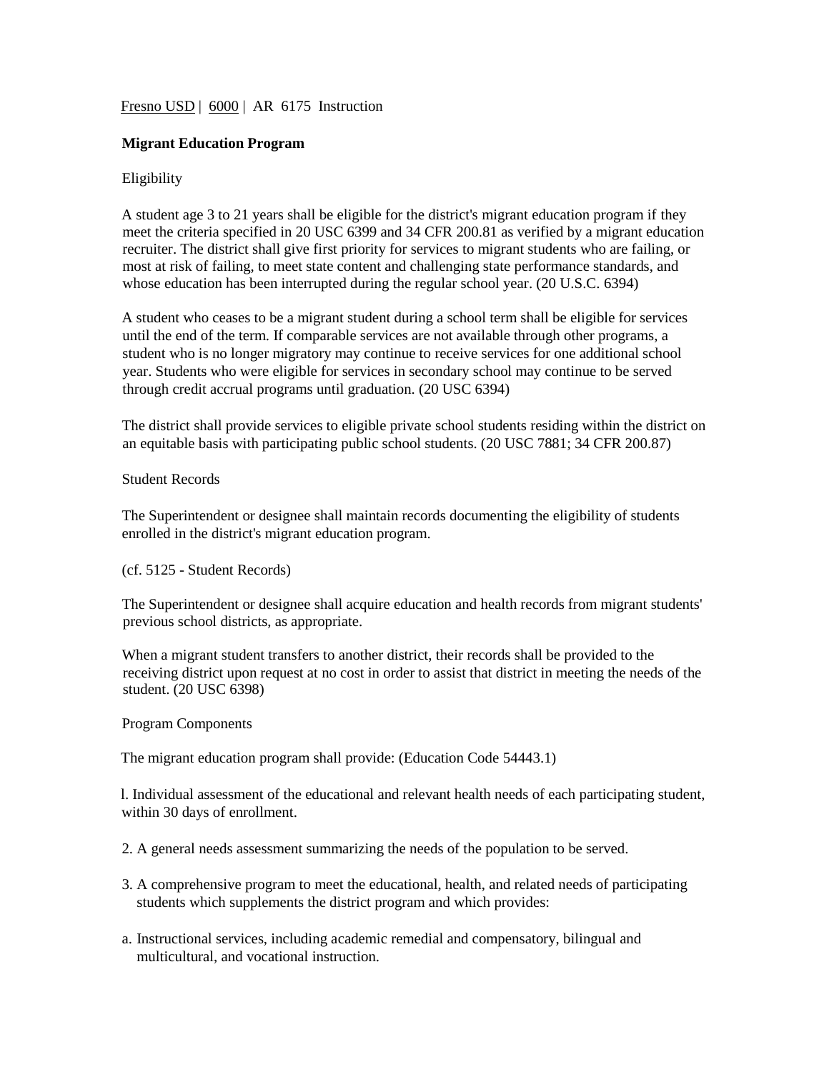Fresno USD | 6000 | AR 6175 Instruction

# Migrant Education Program

## Eligibility

A student age 3 to 21 years shall be eligible for the district's migrant education program if they meet the criteria specified in 20 USC 6399 and 34 CFR 200.81 as verified by a migrant education recruiter. The district shall give first priority for services to migrant students who are failing, or most at risk of failing, to meet state content and challenging state performance standards, and whose education has been interrupted during the regular school year. (20 U.S.C. 6394)

A student who ceases to be a migrant student during a school term shall be eligible for services until the end of the term. If comparable services are not available through other programs, a student who is no longer migratory may continue to receive services for one additional school year. Students who were eligible for services in secondary school may continue to be served through credit accrual programs until graduation. (20 USC 6394)

The district shall provide services to eligible private school students residing within the district on an equitable basis with participating public school students. (20 USC 7881; 34 CFR 200.87)

## Student Records

The Superintendent or designee shall maintain records documenting the eligibility of students enrolled in the district's migrant education program.

(cf. 5125 - Student Records)

The Superintendent or designee shall acquire education and health records from migrant students' previous school districts, as appropriate.

When a migrant student transfers to another district, their records shall be provided to the receiving district upon request at no cost in order to assist that district in meeting the needs of the student. (20 USC 6398)

## Program Components

The migrant education program shall provide: (Education Code 54443.1)

1. Individual assessment of the educational and relevant health needs of each participating student, within 30 days of enrollment.

2. A general needs assessment summarizing the needs of the population to be served.

3. A comprehensive program to meet the educational, health, and related needs of participating students which supplements the district program and which provides:

a. Instructional services, including academic remedial and compensatory, bilingual and multicultural, and vocational instruction.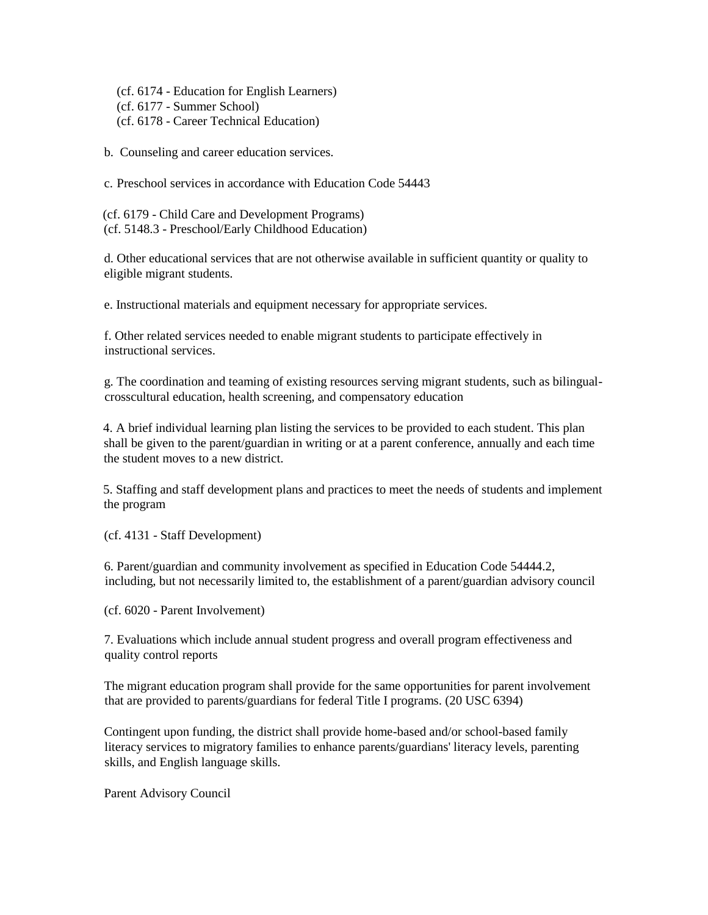(cf. 6174 - Education for English Learners)
(cf. 6177 - Summer School)
(cf. 6178 - Career Technical Education)

b. Counseling and career education services.

c. Preschool services in accordance with Education Code 54443

(cf. 6179 - Child Care and Development Programs)
(cf. 5148.3 - Preschool/Early Childhood Education)

d. Other educational services that are not otherwise available in sufficient quantity or quality to eligible migrant students.

e. Instructional materials and equipment necessary for appropriate services.

f. Other related services needed to enable migrant students to participate effectively in instructional services.

g. The coordination and teaming of existing resources serving migrant students, such as bilingual-crosscultural education, health screening, and compensatory education

4. A brief individual learning plan listing the services to be provided to each student. This plan shall be given to the parent/guardian in writing or at a parent conference, annually and each time the student moves to a new district.

5. Staffing and staff development plans and practices to meet the needs of students and implement the program

(cf. 4131 - Staff Development)

6. Parent/guardian and community involvement as specified in Education Code 54444.2, including, but not necessarily limited to, the establishment of a parent/guardian advisory council

(cf. 6020 - Parent Involvement)

7. Evaluations which include annual student progress and overall program effectiveness and quality control reports

The migrant education program shall provide for the same opportunities for parent involvement that are provided to parents/guardians for federal Title I programs. (20 USC 6394)

Contingent upon funding, the district shall provide home-based and/or school-based family literacy services to migratory families to enhance parents/guardians' literacy levels, parenting skills, and English language skills.

Parent Advisory Council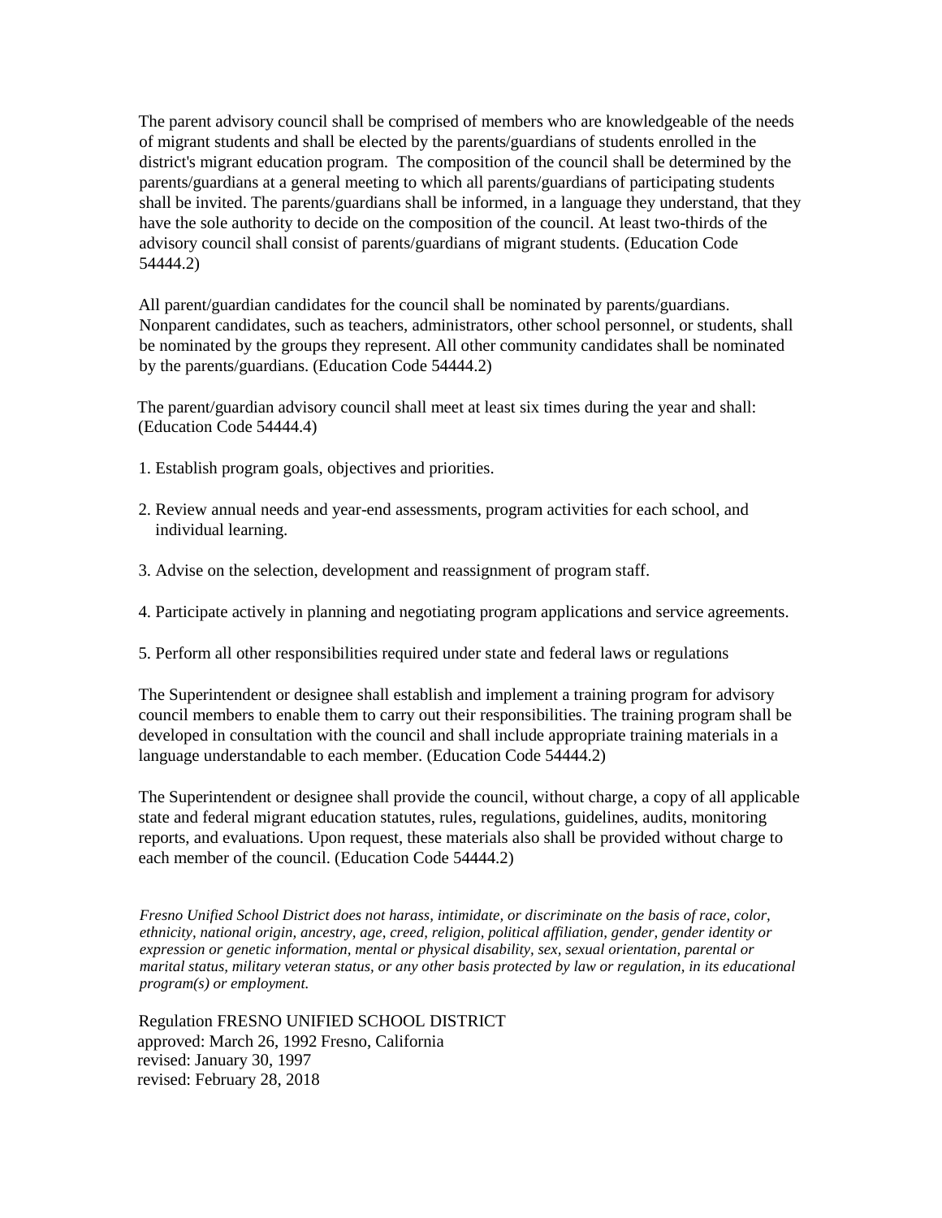The parent advisory council shall be comprised of members who are knowledgeable of the needs of migrant students and shall be elected by the parents/guardians of students enrolled in the district's migrant education program. The composition of the council shall be determined by the parents/guardians at a general meeting to which all parents/guardians of participating students shall be invited. The parents/guardians shall be informed, in a language they understand, that they have the sole authority to decide on the composition of the council. At least two-thirds of the advisory council shall consist of parents/guardians of migrant students. (Education Code 54444.2)

All parent/guardian candidates for the council shall be nominated by parents/guardians. Nonparent candidates, such as teachers, administrators, other school personnel, or students, shall be nominated by the groups they represent. All other community candidates shall be nominated by the parents/guardians. (Education Code 54444.2)

The parent/guardian advisory council shall meet at least six times during the year and shall: (Education Code 54444.4)

1. Establish program goals, objectives and priorities.

2. Review annual needs and year-end assessments, program activities for each school, and individual learning.

3. Advise on the selection, development and reassignment of program staff.

4. Participate actively in planning and negotiating program applications and service agreements.

5. Perform all other responsibilities required under state and federal laws or regulations

The Superintendent or designee shall establish and implement a training program for advisory council members to enable them to carry out their responsibilities. The training program shall be developed in consultation with the council and shall include appropriate training materials in a language understandable to each member. (Education Code 54444.2)

The Superintendent or designee shall provide the council, without charge, a copy of all applicable state and federal migrant education statutes, rules, regulations, guidelines, audits, monitoring reports, and evaluations. Upon request, these materials also shall be provided without charge to each member of the council. (Education Code 54444.2)

*Fresno Unified School District does not harass, intimidate, or discriminate on the basis of race, color, ethnicity, national origin, ancestry, age, creed, religion, political affiliation, gender, gender identity or expression or genetic information, mental or physical disability, sex, sexual orientation, parental or marital status, military veteran status, or any other basis protected by law or regulation, in its educational program(s) or employment.*

Regulation FRESNO UNIFIED SCHOOL DISTRICT
approved: March 26, 1992 Fresno, California
revised: January 30, 1997
revised: February 28, 2018